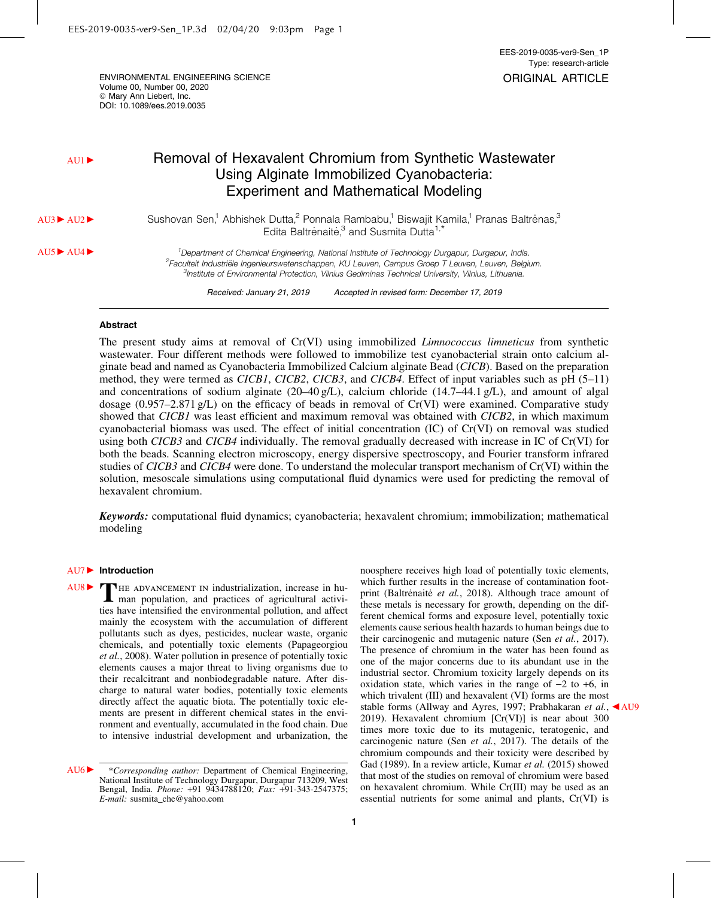ORIGINAL ARTICLE

# Removal of Hexavalent Chromium from Synthetic Wastewater Using Alginate Immobilized Cyanobacteria: Experiment and Mathematical Modeling

Sushovan Sen,[1] Abhishek Dutta,[2] Ponnala Rambabu,[1] Biswajit Kamila,[1] Pranas Baltrėnas,[3] Edita Baltrėnaitė,[3] and Susmita Dutta[1,*]

[1]Department of Chemical Engineering, National Institute of Technology Durgapur, Durgapur, India.
[2]Faculteit Industriële Ingenieurswetenschappen, KU Leuven, Campus Groep T Leuven, Leuven, Belgium.
[3]Institute of Environmental Protection, Vilnius Gediminas Technical University, Vilnius, Lithuania.

Received: January 21, 2019  Accepted in revised form: December 17, 2019

## Abstract

The present study aims at removal of Cr(VI) using immobilized *Limnococcus limneticus* from synthetic wastewater. Four different methods were followed to immobilize test cyanobacterial strain onto calcium alginate bead and named as Cyanobacteria Immobilized Calcium alginate Bead (*CICB*). Based on the preparation method, they were termed as *CICB1*, *CICB2*, *CICB3*, and *CICB4*. Effect of input variables such as pH (5–11) and concentrations of sodium alginate (20–40 g/L), calcium chloride (14.7–44.1 g/L), and amount of algal dosage (0.957–2.871 g/L) on the efficacy of beads in removal of Cr(VI) were examined. Comparative study showed that *CICB1* was least efficient and maximum removal was obtained with *CICB2*, in which maximum cyanobacterial biomass was used. The effect of initial concentration (IC) of Cr(VI) on removal was studied using both *CICB3* and *CICB4* individually. The removal gradually decreased with increase in IC of Cr(VI) for both the beads. Scanning electron microscopy, energy dispersive spectroscopy, and Fourier transform infrared studies of *CICB3* and *CICB4* were done. To understand the molecular transport mechanism of Cr(VI) within the solution, mesoscale simulations using computational fluid dynamics were used for predicting the removal of hexavalent chromium.

***Keywords:*** computational fluid dynamics; cyanobacteria; hexavalent chromium; immobilization; mathematical modeling

## Introduction

The advancement in industrialization, increase in human population, and practices of agricultural activities have intensified the environmental pollution, and affect mainly the ecosystem with the accumulation of different pollutants such as dyes, pesticides, nuclear waste, organic chemicals, and potentially toxic elements (Papageorgiou *et al.*, 2008). Water pollution in presence of potentially toxic elements causes a major threat to living organisms due to their recalcitrant and nonbiodegradable nature. After discharge to natural water bodies, potentially toxic elements directly affect the aquatic biota. The potentially toxic elements are present in different chemical states in the environment and eventually, accumulated in the food chain. Due to intensive industrial development and urbanization, the noosphere receives high load of potentially toxic elements, which further results in the increase of contamination footprint (Baltrėnaitė *et al.*, 2018). Although trace amount of these metals is necessary for growth, depending on the different chemical forms and exposure level, potentially toxic elements cause serious health hazards to human beings due to their carcinogenic and mutagenic nature (Sen *et al.*, 2017). The presence of chromium in the water has been found as one of the major concerns due to its abundant use in the industrial sector. Chromium toxicity largely depends on its oxidation state, which varies in the range of −2 to +6, in which trivalent (III) and hexavalent (VI) forms are the most stable forms (Allway and Ayres, 1997; Prabhakaran *et al.*, 2019). Hexavalent chromium [Cr(VI)] is near about 300 times more toxic due to its mutagenic, teratogenic, and carcinogenic nature (Sen *et al.*, 2017). The details of the chromium compounds and their toxicity were described by Gad (1989). In a review article, Kumar *et al.* (2015) showed that most of the studies on removal of chromium were based on hexavalent chromium. While Cr(III) may be used as an essential nutrients for some animal and plants, Cr(VI) is

*Corresponding author: Department of Chemical Engineering, National Institute of Technology Durgapur, Durgapur 713209, West Bengal, India. *Phone:* +91 9434788120; *Fax:* +91-343-2547375; *E-mail:* susmita_che@yahoo.com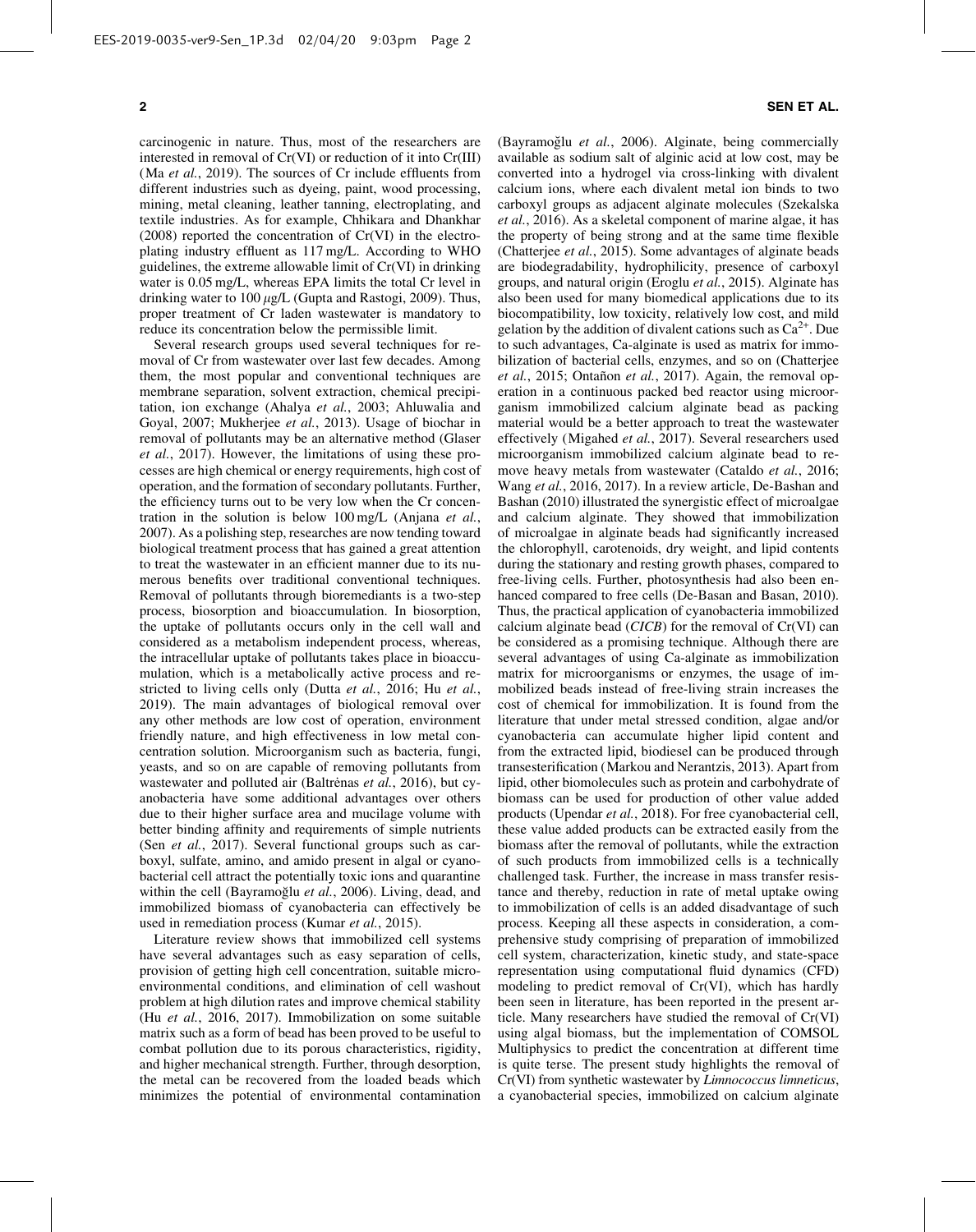carcinogenic in nature. Thus, most of the researchers are interested in removal of Cr(VI) or reduction of it into Cr(III) (Ma *et al.*, 2019). The sources of Cr include effluents from different industries such as dyeing, paint, wood processing, mining, metal cleaning, leather tanning, electroplating, and textile industries. As for example, Chhikara and Dhankhar (2008) reported the concentration of Cr(VI) in the electroplating industry effluent as 117 mg/L. According to WHO guidelines, the extreme allowable limit of Cr(VI) in drinking water is 0.05 mg/L, whereas EPA limits the total Cr level in drinking water to 100 $\mu$g/L (Gupta and Rastogi, 2009). Thus, proper treatment of Cr laden wastewater is mandatory to reduce its concentration below the permissible limit.

Several research groups used several techniques for removal of Cr from wastewater over last few decades. Among them, the most popular and conventional techniques are membrane separation, solvent extraction, chemical precipitation, ion exchange (Ahalya *et al.*, 2003; Ahluwalia and Goyal, 2007; Mukherjee *et al.*, 2013). Usage of biochar in removal of pollutants may be an alternative method (Glaser *et al.*, 2017). However, the limitations of using these processes are high chemical or energy requirements, high cost of operation, and the formation of secondary pollutants. Further, the efficiency turns out to be very low when the Cr concentration in the solution is below 100 mg/L (Anjana *et al.*, 2007). As a polishing step, researches are now tending toward biological treatment process that has gained a great attention to treat the wastewater in an efficient manner due to its numerous benefits over traditional conventional techniques. Removal of pollutants through bioremediants is a two-step process, biosorption and bioaccumulation. In biosorption, the uptake of pollutants occurs only in the cell wall and considered as a metabolism independent process, whereas, the intracellular uptake of pollutants takes place in bioaccumulation, which is a metabolically active process and restricted to living cells only (Dutta *et al.*, 2016; Hu *et al.*, 2019). The main advantages of biological removal over any other methods are low cost of operation, environment friendly nature, and high effectiveness in low metal concentration solution. Microorganism such as bacteria, fungi, yeasts, and so on are capable of removing pollutants from wastewater and polluted air (Baltrėnas *et al.*, 2016), but cyanobacteria have some additional advantages over others due to their higher surface area and mucilage volume with better binding affinity and requirements of simple nutrients (Sen *et al.*, 2017). Several functional groups such as carboxyl, sulfate, amino, and amido present in algal or cyanobacterial cell attract the potentially toxic ions and quarantine within the cell (Bayramoğlu *et al.*, 2006). Living, dead, and immobilized biomass of cyanobacteria can effectively be used in remediation process (Kumar *et al.*, 2015).

Literature review shows that immobilized cell systems have several advantages such as easy separation of cells, provision of getting high cell concentration, suitable microenvironmental conditions, and elimination of cell washout problem at high dilution rates and improve chemical stability (Hu *et al.*, 2016, 2017). Immobilization on some suitable matrix such as a form of bead has been proved to be useful to combat pollution due to its porous characteristics, rigidity, and higher mechanical strength. Further, through desorption, the metal can be recovered from the loaded beads which minimizes the potential of environmental contamination (Bayramoğlu *et al.*, 2006). Alginate, being commercially available as sodium salt of alginic acid at low cost, may be converted into a hydrogel via cross-linking with divalent calcium ions, where each divalent metal ion binds to two carboxyl groups as adjacent alginate molecules (Szekalska *et al.*, 2016). As a skeletal component of marine algae, it has the property of being strong and at the same time flexible (Chatterjee *et al.*, 2015). Some advantages of alginate beads are biodegradability, hydrophilicity, presence of carboxyl groups, and natural origin (Eroglu *et al.*, 2015). Alginate has also been used for many biomedical applications due to its biocompatibility, low toxicity, relatively low cost, and mild gelation by the addition of divalent cations such as $Ca^{2+}$. Due to such advantages, Ca-alginate is used as matrix for immobilization of bacterial cells, enzymes, and so on (Chatterjee *et al.*, 2015; Ontañon *et al.*, 2017). Again, the removal operation in a continuous packed bed reactor using microorganism immobilized calcium alginate bead as packing material would be a better approach to treat the wastewater effectively (Migahed *et al.*, 2017). Several researchers used microorganism immobilized calcium alginate bead to remove heavy metals from wastewater (Cataldo *et al.*, 2016; Wang *et al.*, 2016, 2017). In a review article, De-Bashan and Bashan (2010) illustrated the synergistic effect of microalgae and calcium alginate. They showed that immobilization of microalgae in alginate beads had significantly increased the chlorophyll, carotenoids, dry weight, and lipid contents during the stationary and resting growth phases, compared to free-living cells. Further, photosynthesis had also been enhanced compared to free cells (De-Basan and Basan, 2010). Thus, the practical application of cyanobacteria immobilized calcium alginate bead (*CICB*) for the removal of Cr(VI) can be considered as a promising technique. Although there are several advantages of using Ca-alginate as immobilization matrix for microorganisms or enzymes, the usage of immobilized beads instead of free-living strain increases the cost of chemical for immobilization. It is found from the literature that under metal stressed condition, algae and/or cyanobacteria can accumulate higher lipid content and from the extracted lipid, biodiesel can be produced through transesterification (Markou and Nerantzis, 2013). Apart from lipid, other biomolecules such as protein and carbohydrate of biomass can be used for production of other value added products (Upendar *et al.*, 2018). For free cyanobacterial cell, these value added products can be extracted easily from the biomass after the removal of pollutants, while the extraction of such products from immobilized cells is a technically challenged task. Further, the increase in mass transfer resistance and thereby, reduction in rate of metal uptake owing to immobilization of cells is an added disadvantage of such process. Keeping all these aspects in consideration, a comprehensive study comprising of preparation of immobilized cell system, characterization, kinetic study, and state-space representation using computational fluid dynamics (CFD) modeling to predict removal of Cr(VI), which has hardly been seen in literature, has been reported in the present article. Many researchers have studied the removal of Cr(VI) using algal biomass, but the implementation of COMSOL Multiphysics to predict the concentration at different time is quite terse. The present study highlights the removal of Cr(VI) from synthetic wastewater by *Limnococcus limneticus*, a cyanobacterial species, immobilized on calcium alginate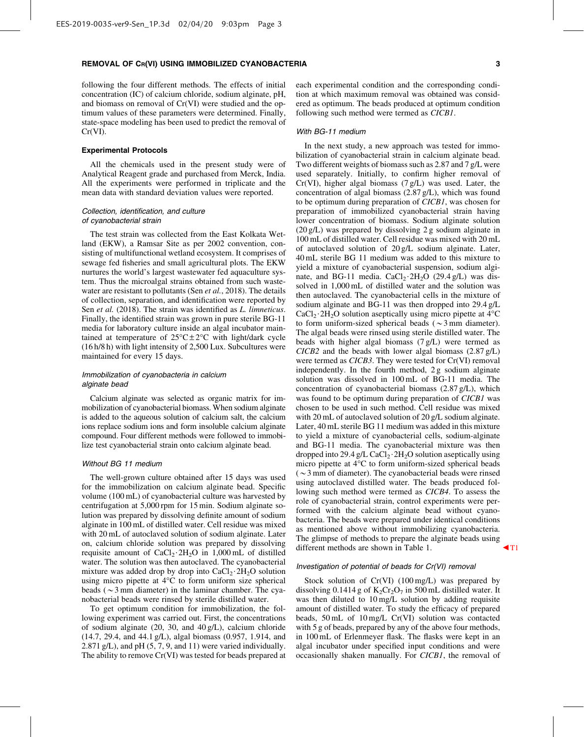following the four different methods. The effects of initial concentration (IC) of calcium chloride, sodium alginate, pH, and biomass on removal of Cr(VI) were studied and the optimum values of these parameters were determined. Finally, state-space modeling has been used to predict the removal of Cr(VI).

## Experimental Protocols

All the chemicals used in the present study were of Analytical Reagent grade and purchased from Merck, India. All the experiments were performed in triplicate and the mean data with standard deviation values were reported.

### Collection, identification, and culture of cyanobacterial strain

The test strain was collected from the East Kolkata Wetland (EKW), a Ramsar Site as per 2002 convention, consisting of multifunctional wetland ecosystem. It comprises of sewage fed fisheries and small agricultural plots. The EKW nurtures the world's largest wastewater fed aquaculture system. Thus the microalgal strains obtained from such wastewater are resistant to pollutants (Sen *et al.*, 2018). The details of collection, separation, and identification were reported by Sen *et al.* (2018). The strain was identified as *L. limneticus*. Finally, the identified strain was grown in pure sterile BG-11 media for laboratory culture inside an algal incubator maintained at temperature of 25°C ± 2°C with light/dark cycle (16 h/8 h) with light intensity of 2,500 Lux. Subcultures were maintained for every 15 days.

### Immobilization of cyanobacteria in calcium alginate bead

Calcium alginate was selected as organic matrix for immobilization of cyanobacterial biomass. When sodium alginate is added to the aqueous solution of calcium salt, the calcium ions replace sodium ions and form insoluble calcium alginate compound. Four different methods were followed to immobilize test cyanobacterial strain onto calcium alginate bead.

### Without BG 11 medium

The well-grown culture obtained after 15 days was used for the immobilization on calcium alginate bead. Specific volume (100 mL) of cyanobacterial culture was harvested by centrifugation at 5,000 rpm for 15 min. Sodium alginate solution was prepared by dissolving definite amount of sodium alginate in 100 mL of distilled water. Cell residue was mixed with 20 mL of autoclaved solution of sodium alginate. Later on, calcium chloride solution was prepared by dissolving requisite amount of $CaCl_2 \cdot 2H_2O$ in 1,000 mL of distilled water. The solution was then autoclaved. The cyanobacterial mixture was added drop by drop into $CaCl_2 \cdot 2H_2O$ solution using micro pipette at 4°C to form uniform size spherical beads (~3 mm diameter) in the laminar chamber. The cyanobacterial beads were rinsed by sterile distilled water.

To get optimum condition for immobilization, the following experiment was carried out. First, the concentrations of sodium alginate (20, 30, and 40 g/L), calcium chloride (14.7, 29.4, and 44.1 g/L), algal biomass (0.957, 1.914, and 2.871 g/L), and pH (5, 7, 9, and 11) were varied individually. The ability to remove Cr(VI) was tested for beads prepared at each experimental condition and the corresponding condition at which maximum removal was obtained was considered as optimum. The beads produced at optimum condition following such method were termed as *CICB1*.

### With BG-11 medium

In the next study, a new approach was tested for immobilization of cyanobacterial strain in calcium alginate bead. Two different weights of biomass such as 2.87 and 7 g/L were used separately. Initially, to confirm higher removal of Cr(VI), higher algal biomass (7 g/L) was used. Later, the concentration of algal biomass (2.87 g/L), which was found to be optimum during preparation of *CICB1*, was chosen for preparation of immobilized cyanobacterial strain having lower concentration of biomass. Sodium alginate solution (20 g/L) was prepared by dissolving 2 g sodium alginate in 100 mL of distilled water. Cell residue was mixed with 20 mL of autoclaved solution of 20 g/L sodium alginate. Later, 40 mL sterile BG 11 medium was added to this mixture to yield a mixture of cyanobacterial suspension, sodium alginate, and BG-11 media. $CaCl_2 \cdot 2H_2O$ (29.4 g/L) was dissolved in 1,000 mL of distilled water and the solution was then autoclaved. The cyanobacterial cells in the mixture of sodium alginate and BG-11 was then dropped into 29.4 g/L $CaCl_2 \cdot 2H_2O$ solution aseptically using micro pipette at 4°C to form uniform-sized spherical beads (~3 mm diameter). The algal beads were rinsed using sterile distilled water. The beads with higher algal biomass (7 g/L) were termed as *CICB2* and the beads with lower algal biomass (2.87 g/L) were termed as *CICB3*. They were tested for Cr(VI) removal independently. In the fourth method, 2 g sodium alginate solution was dissolved in 100 mL of BG-11 media. The concentration of cyanobacterial biomass (2.87 g/L), which was found to be optimum during preparation of *CICB1* was chosen to be used in such method. Cell residue was mixed with 20 mL of autoclaved solution of 20 g/L sodium alginate. Later, 40 mL sterile BG 11 medium was added in this mixture to yield a mixture of cyanobacterial cells, sodium-alginate and BG-11 media. The cyanobacterial mixture was then dropped into 29.4 g/L $CaCl_2 \cdot 2H_2O$ solution aseptically using micro pipette at 4°C to form uniform-sized spherical beads (~3 mm of diameter). The cyanobacterial beads were rinsed using autoclaved distilled water. The beads produced following such method were termed as *CICB4*. To assess the role of cyanobacterial strain, control experiments were performed with the calcium alginate bead without cyanobacteria. The beads were prepared under identical conditions as mentioned above without immobilizing cyanobacteria. The glimpse of methods to prepare the alginate beads using different methods are shown in Table 1.

### Investigation of potential of beads for Cr(VI) removal

Stock solution of Cr(VI) (100 mg/L) was prepared by dissolving 0.1414 g of $K_2Cr_2O_7$ in 500 mL distilled water. It was then diluted to 10 mg/L solution by adding requisite amount of distilled water. To study the efficacy of prepared beads, 50 mL of 10 mg/L Cr(VI) solution was contacted with 5 g of beads, prepared by any of the above four methods, in 100 mL of Erlenmeyer flask. The flasks were kept in an algal incubator under specified input conditions and were occasionally shaken manually. For *CICB1*, the removal of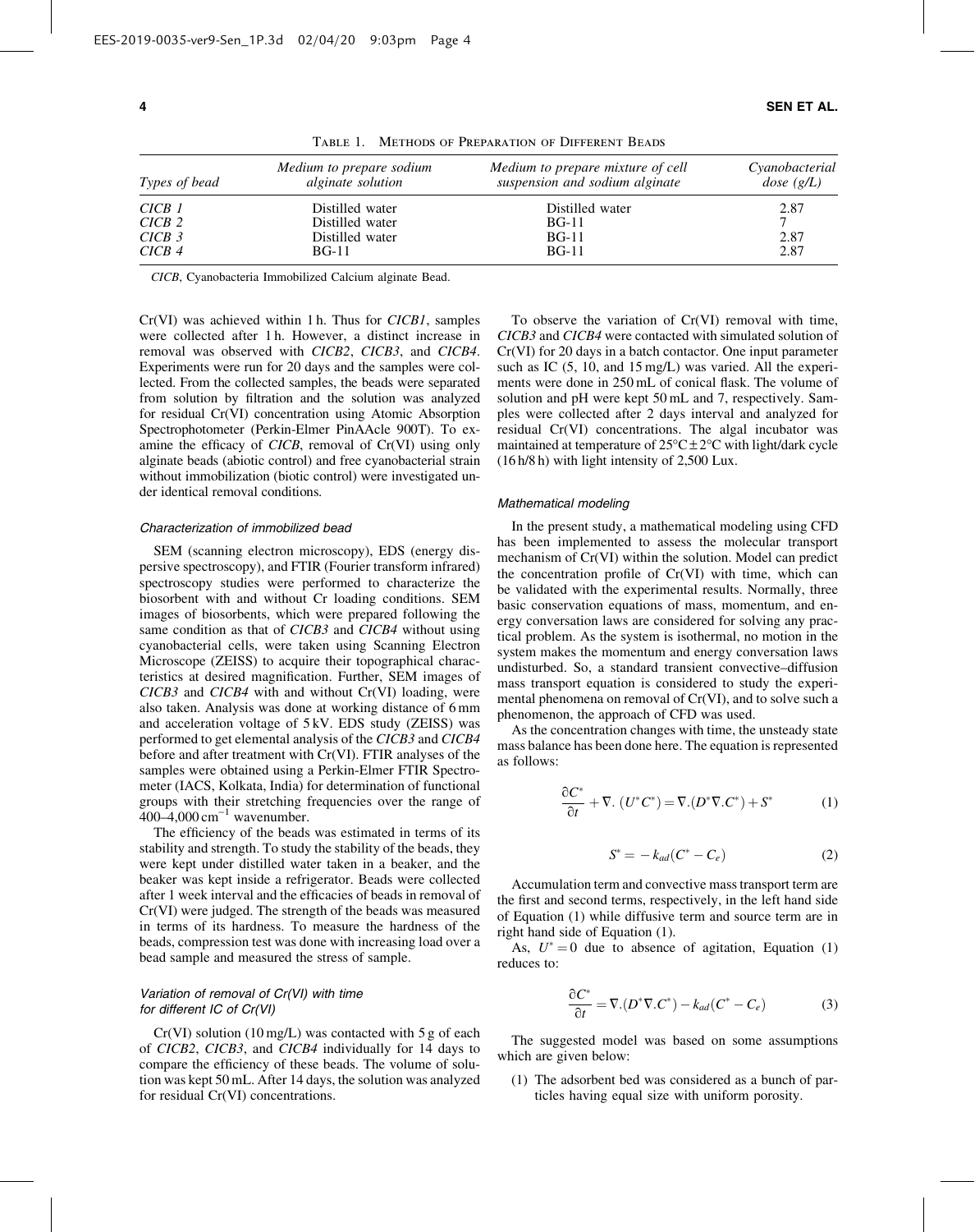Table 1. Methods of Preparation of Different Beads

| *Types of bead* | *Medium to prepare sodium alginate solution* | *Medium to prepare mixture of cell suspension and sodium alginate* | *Cyanobacterial dose (g/L)* |
|---|---|---|---|
| *CICB 1* | Distilled water | Distilled water | 2.87 |
| *CICB 2* | Distilled water | BG-11 | 7 |
| *CICB 3* | Distilled water | BG-11 | 2.87 |
| *CICB 4* | BG-11 | BG-11 | 2.87 |

*CICB*, Cyanobacteria Immobilized Calcium alginate Bead.

Cr(VI) was achieved within 1 h. Thus for *CICB1*, samples were collected after 1 h. However, a distinct increase in removal was observed with *CICB2*, *CICB3*, and *CICB4*. Experiments were run for 20 days and the samples were collected. From the collected samples, the beads were separated from solution by filtration and the solution was analyzed for residual Cr(VI) concentration using Atomic Absorption Spectrophotometer (Perkin-Elmer PinAAcle 900T). To examine the efficacy of *CICB*, removal of Cr(VI) using only alginate beads (abiotic control) and free cyanobacterial strain without immobilization (biotic control) were investigated under identical removal conditions.

#### *Characterization of immobilized bead*

SEM (scanning electron microscopy), EDS (energy dispersive spectroscopy), and FTIR (Fourier transform infrared) spectroscopy studies were performed to characterize the biosorbent with and without Cr loading conditions. SEM images of biosorbents, which were prepared following the same condition as that of *CICB3* and *CICB4* without using cyanobacterial cells, were taken using Scanning Electron Microscope (ZEISS) to acquire their topographical characteristics at desired magnification. Further, SEM images of *CICB3* and *CICB4* with and without Cr(VI) loading, were also taken. Analysis was done at working distance of 6 mm and acceleration voltage of 5 kV. EDS study (ZEISS) was performed to get elemental analysis of the *CICB3* and *CICB4* before and after treatment with Cr(VI). FTIR analyses of the samples were obtained using a Perkin-Elmer FTIR Spectrometer (IACS, Kolkata, India) for determination of functional groups with their stretching frequencies over the range of 400–4,000 $cm^{-1}$ wavenumber.

The efficiency of the beads was estimated in terms of its stability and strength. To study the stability of the beads, they were kept under distilled water taken in a beaker, and the beaker was kept inside a refrigerator. Beads were collected after 1 week interval and the efficacies of beads in removal of Cr(VI) were judged. The strength of the beads was measured in terms of its hardness. To measure the hardness of the beads, compression test was done with increasing load over a bead sample and measured the stress of sample.

#### *Variation of removal of Cr(VI) with time for different IC of Cr(VI)*

Cr(VI) solution (10 mg/L) was contacted with 5 g of each of *CICB2*, *CICB3*, and *CICB4* individually for 14 days to compare the efficiency of these beads. The volume of solution was kept 50 mL. After 14 days, the solution was analyzed for residual Cr(VI) concentrations.

To observe the variation of Cr(VI) removal with time, *CICB3* and *CICB4* were contacted with simulated solution of Cr(VI) for 20 days in a batch contactor. One input parameter such as IC (5, 10, and 15 mg/L) was varied. All the experiments were done in 250 mL of conical flask. The volume of solution and pH were kept 50 mL and 7, respectively. Samples were collected after 2 days interval and analyzed for residual Cr(VI) concentrations. The algal incubator was maintained at temperature of 25°C ± 2°C with light/dark cycle (16 h/8 h) with light intensity of 2,500 Lux.

#### *Mathematical modeling*

In the present study, a mathematical modeling using CFD has been implemented to assess the molecular transport mechanism of Cr(VI) within the solution. Model can predict the concentration profile of Cr(VI) with time, which can be validated with the experimental results. Normally, three basic conservation equations of mass, momentum, and energy conversation laws are considered for solving any practical problem. As the system is isothermal, no motion in the system makes the momentum and energy conversation laws undisturbed. So, a standard transient convective–diffusion mass transport equation is considered to study the experimental phenomena on removal of Cr(VI), and to solve such a phenomenon, the approach of CFD was used.

As the concentration changes with time, the unsteady state mass balance has been done here. The equation is represented as follows:

$$\frac{\partial C^*}{\partial t} + \nabla.\,(U^* C^*) = \nabla.(D^* \nabla.C^*) + S^* \tag{1}$$

$$S^* = -k_{ad}(C^* - C_e) \tag{2}$$

Accumulation term and convective mass transport term are the first and second terms, respectively, in the left hand side of Equation (1) while diffusive term and source term are in right hand side of Equation (1).

As, $U^* = 0$ due to absence of agitation, Equation (1) reduces to:

$$\frac{\partial C^*}{\partial t} = \nabla.(D^* \nabla.C^*) - k_{ad}(C^* - C_e) \tag{3}$$

The suggested model was based on some assumptions which are given below:

(1) The adsorbent bed was considered as a bunch of particles having equal size with uniform porosity.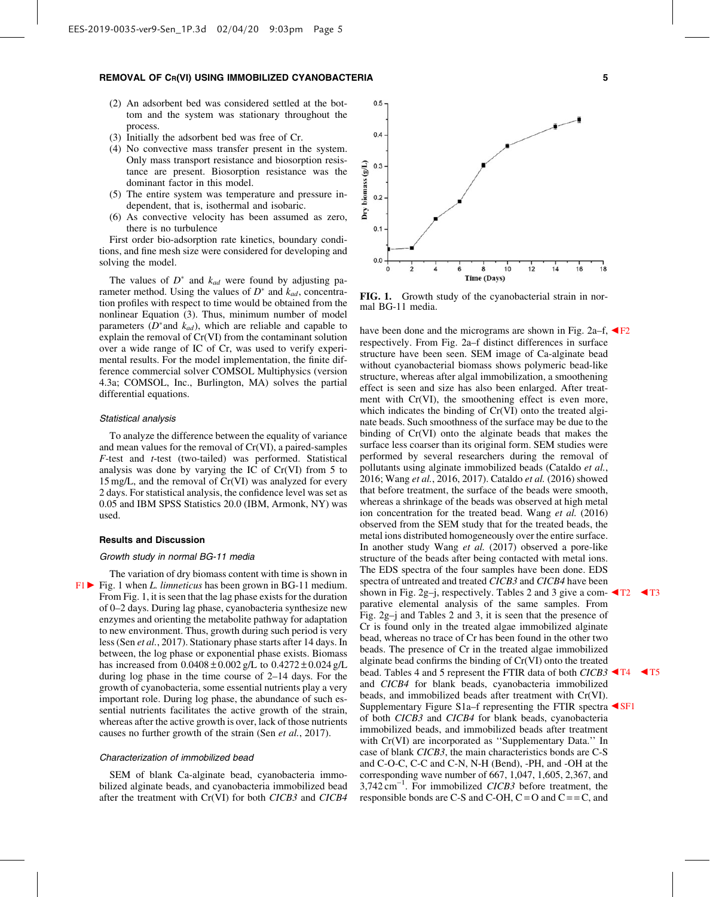(2) An adsorbent bed was considered settled at the bottom and the system was stationary throughout the process.
(3) Initially the adsorbent bed was free of Cr.
(4) No convective mass transfer present in the system. Only mass transport resistance and biosorption resistance are present. Biosorption resistance was the dominant factor in this model.
(5) The entire system was temperature and pressure independent, that is, isothermal and isobaric.
(6) As convective velocity has been assumed as zero, there is no turbulence

First order bio-adsorption rate kinetics, boundary conditions, and fine mesh size were considered for developing and solving the model.

The values of $D^*$ and $k_{ad}$ were found by adjusting parameter method. Using the values of $D^*$ and $k_{ad}$, concentration profiles with respect to time would be obtained from the nonlinear Equation (3). Thus, minimum number of model parameters ($D^*$and $k_{ad}$), which are reliable and capable to explain the removal of Cr(VI) from the contaminant solution over a wide range of IC of Cr, was used to verify experimental results. For the model implementation, the finite difference commercial solver COMSOL Multiphysics (version 4.3a; COMSOL, Inc., Burlington, MA) solves the partial differential equations.

### Statistical analysis

To analyze the difference between the equality of variance and mean values for the removal of Cr(VI), a paired-samples *F*-test and *t*-test (two-tailed) was performed. Statistical analysis was done by varying the IC of Cr(VI) from 5 to 15 mg/L, and the removal of Cr(VI) was analyzed for every 2 days. For statistical analysis, the confidence level was set as 0.05 and IBM SPSS Statistics 20.0 (IBM, Armonk, NY) was used.

## Results and Discussion

### Growth study in normal BG-11 media

The variation of dry biomass content with time is shown in Fig. 1 when *L. limneticus* has been grown in BG-11 medium. From Fig. 1, it is seen that the lag phase exists for the duration of 0–2 days. During lag phase, cyanobacteria synthesize new enzymes and orienting the metabolite pathway for adaptation to new environment. Thus, growth during such period is very less (Sen *et al.*, 2017). Stationary phase starts after 14 days. In between, the log phase or exponential phase exists. Biomass has increased from 0.0408 ± 0.002 g/L to 0.4272 ± 0.024 g/L during log phase in the time course of 2–14 days. For the growth of cyanobacteria, some essential nutrients play a very important role. During log phase, the abundance of such essential nutrients facilitates the active growth of the strain, whereas after the active growth is over, lack of those nutrients causes no further growth of the strain (Sen *et al.*, 2017).

### Characterization of immobilized bead

SEM of blank Ca-alginate bead, cyanobacteria immobilized alginate beads, and cyanobacteria immobilized bead after the treatment with Cr(VI) for both *CICB3* and *CICB4* have been done and the micrograms are shown in Fig. 2a–f, respectively. From Fig. 2a–f distinct differences in surface structure have been seen. SEM image of Ca-alginate bead without cyanobacterial biomass shows polymeric bead-like structure, whereas after algal immobilization, a smoothening effect is seen and size has also been enlarged. After treatment with Cr(VI), the smoothening effect is even more, which indicates the binding of Cr(VI) onto the treated alginate beads. Such smoothness of the surface may be due to the binding of Cr(VI) onto the alginate beads that makes the surface less coarser than its original form. SEM studies were performed by several researchers during the removal of pollutants using alginate immobilized beads (Cataldo *et al.*, 2016; Wang *et al.*, 2016, 2017). Cataldo *et al.* (2016) showed that before treatment, the surface of the beads were smooth, whereas a shrinkage of the beads was observed at high metal ion concentration for the treated bead. Wang *et al.* (2016) observed from the SEM study that for the treated beads, the metal ions distributed homogeneously over the entire surface. In another study Wang *et al.* (2017) observed a pore-like structure of the beads after being contacted with metal ions. The EDS spectra of the four samples have been done. EDS spectra of untreated and treated *CICB3* and *CICB4* have been shown in Fig. 2g–j, respectively. Tables 2 and 3 give a comparative elemental analysis of the same samples. From Fig. 2g–j and Tables 2 and 3, it is seen that the presence of Cr is found only in the treated algae immobilized alginate bead, whereas no trace of Cr has been found in the other two beads. The presence of Cr in the treated algae immobilized alginate bead confirms the binding of Cr(VI) onto the treated bead. Tables 4 and 5 represent the FTIR data of both *CICB3* and *CICB4* for blank beads, cyanobacteria immobilized beads, and immobilized beads after treatment with Cr(VI). Supplementary Figure S1a–f representing the FTIR spectra of both *CICB3* and *CICB4* for blank beads, cyanobacteria immobilized beads, and immobilized beads after treatment with Cr(VI) are incorporated as ''Supplementary Data.'' In case of blank *CICB3*, the main characteristics bonds are C-S and C-O-C, C-C and C-N, N-H (Bend), -PH, and -OH at the corresponding wave number of 667, 1,047, 1,605, 2,367, and 3,742 $cm^{-1}$. For immobilized *CICB3* before treatment, the responsible bonds are C-S and C-OH, C = O and C == C, and

**FIG. 1.** Growth study of the cyanobacterial strain in normal BG-11 media.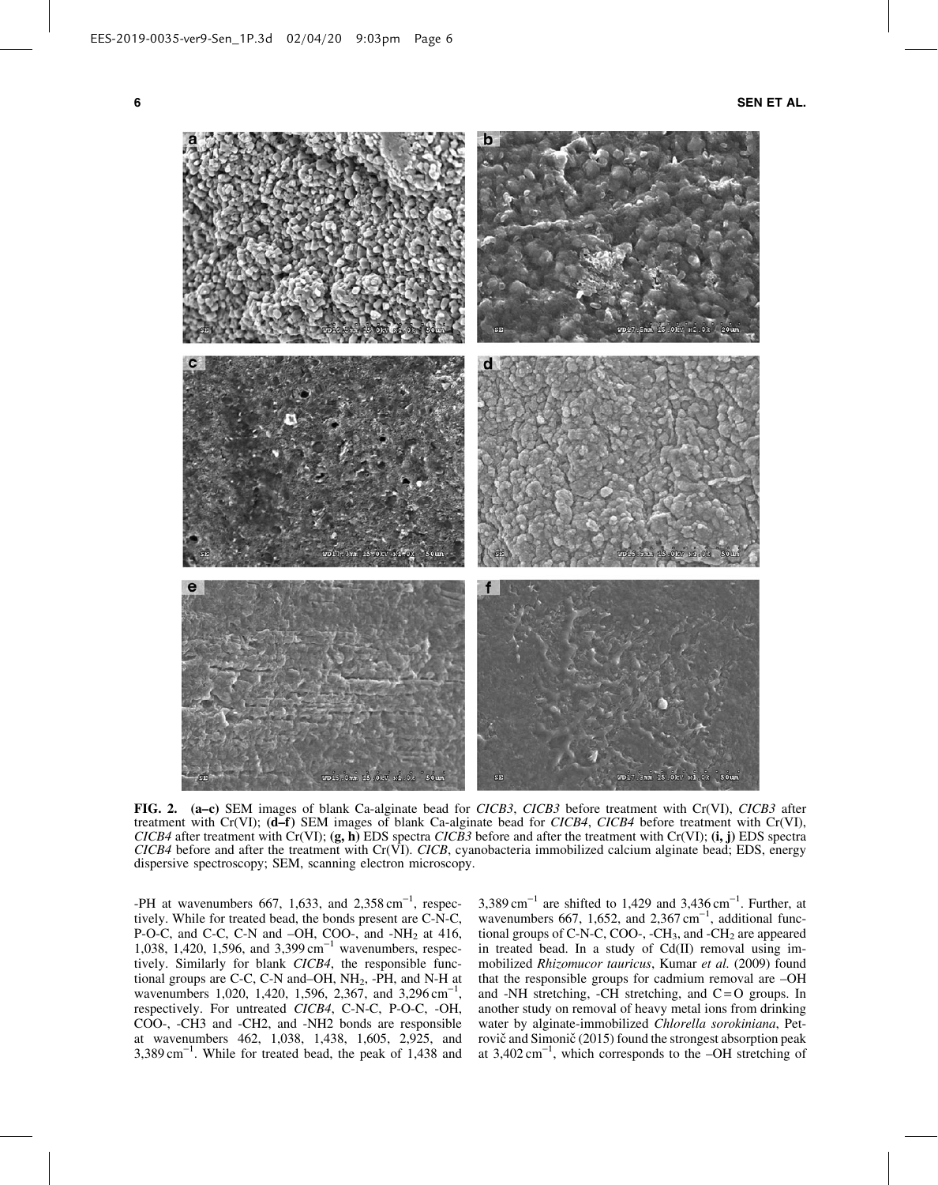**FIG. 2.** **(a–c)** SEM images of blank Ca-alginate bead for *CICB3*, *CICB3* before treatment with Cr(VI), *CICB3* after treatment with Cr(VI); **(d–f)** SEM images of blank Ca-alginate bead for *CICB4*, *CICB4* before treatment with Cr(VI), *CICB4* after treatment with Cr(VI); **(g, h)** EDS spectra *CICB3* before and after the treatment with Cr(VI); **(i, j)** EDS spectra *CICB4* before and after the treatment with Cr(VI). *CICB*, cyanobacteria immobilized calcium alginate bead; EDS, energy dispersive spectroscopy; SEM, scanning electron microscopy.

-PH at wavenumbers 667, 1,633, and 2,358 $cm^{-1}$, respectively. While for treated bead, the bonds present are C-N-C, P-O-C, and C-C, C-N and –OH, COO-, and -$NH_2$ at 416, 1,038, 1,420, 1,596, and 3,399 $cm^{-1}$ wavenumbers, respectively. Similarly for blank *CICB4*, the responsible functional groups are C-C, C-N and–OH, $NH_2$, -PH, and N-H at wavenumbers 1,020, 1,420, 1,596, 2,367, and 3,296 $cm^{-1}$, respectively. For untreated *CICB4*, C-N-C, P-O-C, -OH, COO-, -CH3 and -CH2, and -NH2 bonds are responsible at wavenumbers 462, 1,038, 1,438, 1,605, 2,925, and 3,389 $cm^{-1}$. While for treated bead, the peak of 1,438 and 3,389 $cm^{-1}$ are shifted to 1,429 and 3,436 $cm^{-1}$. Further, at wavenumbers 667, 1,652, and 2,367 $cm^{-1}$, additional functional groups of C-N-C, COO-, -$CH_3$, and -$CH_2$ are appeared in treated bead. In a study of Cd(II) removal using immobilized *Rhizomucor tauricus*, Kumar *et al.* (2009) found that the responsible groups for cadmium removal are –OH and -NH stretching, -CH stretching, and C=O groups. In another study on removal of heavy metal ions from drinking water by alginate-immobilized *Chlorella sorokiniana*, Petrovič and Simonič (2015) found the strongest absorption peak at 3,402 $cm^{-1}$, which corresponds to the –OH stretching of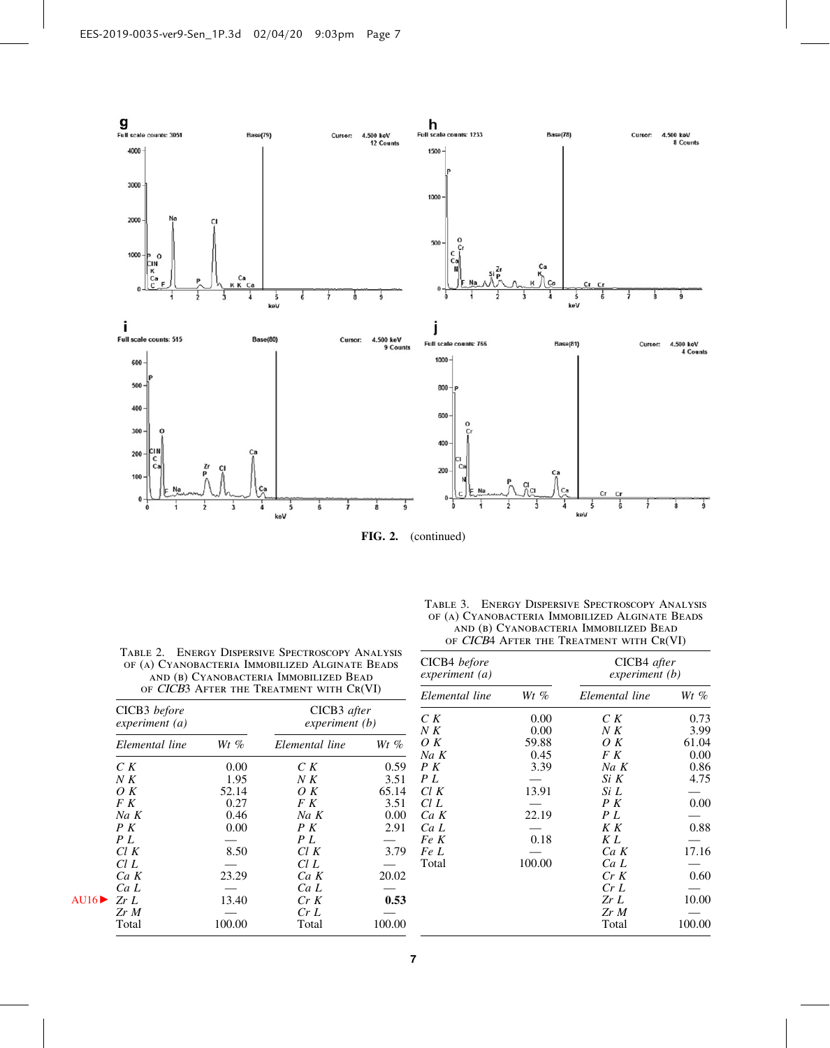FIG. 2. (continued)

TABLE 2. ENERGY DISPERSIVE SPECTROSCOPY ANALYSIS OF (A) CYANOBACTERIA IMMOBILIZED ALGINATE BEADS AND (B) CYANOBACTERIA IMMOBILIZED BEAD OF *CICB*3 AFTER THE TREATMENT WITH CR(VI)

| CICB3 *before experiment (a)* | | CICB3 *after experiment (b)* | |
|---|---|---|---|
| *Elemental line* | *Wt %* | *Elemental line* | *Wt %* |
| *C K* | 0.00 | *C K* | 0.59 |
| *N K* | 1.95 | *N K* | 3.51 |
| *O K* | 52.14 | *O K* | 65.14 |
| *F K* | 0.27 | *F K* | 3.51 |
| *Na K* | 0.46 | *Na K* | 0.00 |
| *P K* | 0.00 | *P K* | 2.91 |
| *P L* | — | *P L* | — |
| *Cl K* | 8.50 | *Cl K* | 3.79 |
| *Cl L* | — | *Cl L* | — |
| *Ca K* | 23.29 | *Ca K* | 20.02 |
| *Ca L* | — | *Ca L* | — |
| *Zr L* | 13.40 | *Cr K* | **0.53** |
| *Zr M* | — | *Cr L* | — |
| Total | 100.00 | Total | 100.00 |

TABLE 3. ENERGY DISPERSIVE SPECTROSCOPY ANALYSIS OF (A) CYANOBACTERIA IMMOBILIZED ALGINATE BEADS AND (B) CYANOBACTERIA IMMOBILIZED BEAD OF *CICB*4 AFTER THE TREATMENT WITH CR(VI)

| CICB4 *before experiment (a)* | | CICB4 *after experiment (b)* | |
|---|---|---|---|
| *Elemental line* | *Wt %* | *Elemental line* | *Wt %* |
| *C K* | 0.00 | *C K* | 0.73 |
| *N K* | 0.00 | *N K* | 3.99 |
| *O K* | 59.88 | *O K* | 61.04 |
| *Na K* | 0.45 | *F K* | 0.00 |
| *P K* | 3.39 | *Na K* | 0.86 |
| *P L* | — | *Si K* | 4.75 |
| *Cl K* | 13.91 | *Si L* | — |
| *Cl L* | — | *P K* | 0.00 |
| *Ca K* | 22.19 | *P L* | — |
| *Ca L* | — | *K K* | 0.88 |
| *Fe K* | 0.18 | *K L* | — |
| *Fe L* | — | *Ca K* | 17.16 |
| Total | 100.00 | *Ca L* | — |
| | | *Cr K* | 0.60 |
| | | *Cr L* | — |
| | | *Zr L* | 10.00 |
| | | *Zr M* | — |
| | | Total | 100.00 |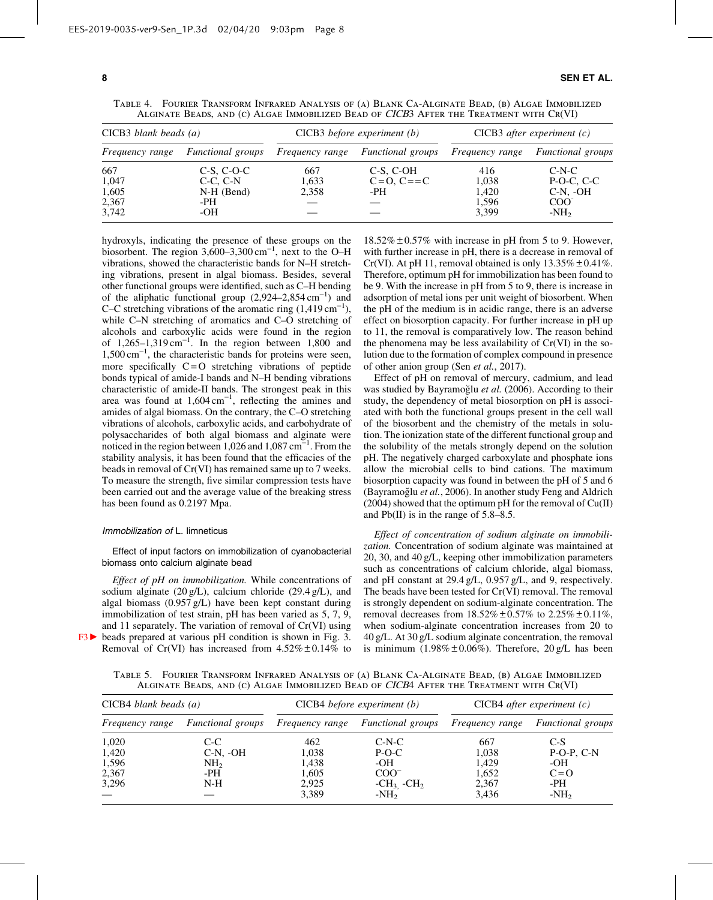TABLE 4. FOURIER TRANSFORM INFRARED ANALYSIS OF (A) BLANK CA-ALGINATE BEAD, (B) ALGAE IMMOBILIZED ALGINATE BEADS, AND (C) ALGAE IMMOBILIZED BEAD OF *CICB3* AFTER THE TREATMENT WITH CR(VI)

| CICB3 *blank beads (a)* | | CICB3 *before experiment (b)* | | CICB3 *after experiment (c)* | |
|---|---|---|---|---|---|
| *Frequency range* | *Functional groups* | *Frequency range* | *Functional groups* | *Frequency range* | *Functional groups* |
| 667 | C-S, C-O-C | 667 | C-S, C-OH | 416 | C-N-C |
| 1,047 | C-C, C-N | 1,633 | C=O, C==C | 1,038 | P-O-C, C-C |
| 1,605 | N-H (Bend) | 2,358 | -PH | 1,420 | C-N, -OH |
| 2,367 | -PH | — | — | 1,596 | $COO^-$ |
| 3,742 | -OH | — | — | 3,399 | $-NH_2$ |

hydroxyls, indicating the presence of these groups on the biosorbent. The region $3{,}600–3{,}300\,cm^{-1}$, next to the O–H vibrations, showed the characteristic bands for N–H stretching vibrations, present in algal biomass. Besides, several other functional groups were identified, such as C–H bending of the aliphatic functional group ($2{,}924–2{,}854\,cm^{-1}$) and C–C stretching vibrations of the aromatic ring ($1{,}419\,cm^{-1}$), while C–N stretching of aromatics and C–O stretching of alcohols and carboxylic acids were found in the region of $1{,}265–1{,}319\,cm^{-1}$. In the region between 1,800 and $1{,}500\,cm^{-1}$, the characteristic bands for proteins were seen, more specifically C=O stretching vibrations of peptide bonds typical of amide-I bands and N–H bending vibrations characteristic of amide-II bands. The strongest peak in this area was found at $1{,}604\,cm^{-1}$, reflecting the amines and amides of algal biomass. On the contrary, the C–O stretching vibrations of alcohols, carboxylic acids, and carbohydrate of polysaccharides of both algal biomass and alginate were noticed in the region between 1,026 and $1{,}087\,cm^{-1}$. From the stability analysis, it has been found that the efficacies of the beads in removal of Cr(VI) has remained same up to 7 weeks. To measure the strength, five similar compression tests have been carried out and the average value of the breaking stress has been found as 0.2197 Mpa.

### *Immobilization of* L. limneticus

#### Effect of input factors on immobilization of cyanobacterial biomass onto calcium alginate bead

*Effect of pH on immobilization.* While concentrations of sodium alginate (20 g/L), calcium chloride (29.4 g/L), and algal biomass (0.957 g/L) have been kept constant during immobilization of test strain, pH has been varied as 5, 7, 9, and 11 separately. The variation of removal of Cr(VI) using beads prepared at various pH condition is shown in Fig. 3. Removal of Cr(VI) has increased from 4.52% ± 0.14% to 18.52% ± 0.57% with increase in pH from 5 to 9. However, with further increase in pH, there is a decrease in removal of Cr(VI). At pH 11, removal obtained is only 13.35% ± 0.41%. Therefore, optimum pH for immobilization has been found to be 9. With the increase in pH from 5 to 9, there is increase in adsorption of metal ions per unit weight of biosorbent. When the pH of the medium is in acidic range, there is an adverse effect on biosorption capacity. For further increase in pH up to 11, the removal is comparatively low. The reason behind the phenomena may be less availability of Cr(VI) in the solution due to the formation of complex compound in presence of other anion group (Sen *et al.*, 2017).

Effect of pH on removal of mercury, cadmium, and lead was studied by Bayramoğlu *et al.* (2006). According to their study, the dependency of metal biosorption on pH is associated with both the functional groups present in the cell wall of the biosorbent and the chemistry of the metals in solution. The ionization state of the different functional group and the solubility of the metals strongly depend on the solution pH. The negatively charged carboxylate and phosphate ions allow the microbial cells to bind cations. The maximum biosorption capacity was found in between the pH of 5 and 6 (Bayramoğlu *et al.*, 2006). In another study Feng and Aldrich (2004) showed that the optimum pH for the removal of Cu(II) and Pb(II) is in the range of 5.8–8.5.

*Effect of concentration of sodium alginate on immobilization.* Concentration of sodium alginate was maintained at 20, 30, and 40 g/L, keeping other immobilization parameters such as concentrations of calcium chloride, algal biomass, and pH constant at 29.4 g/L, 0.957 g/L, and 9, respectively. The beads have been tested for Cr(VI) removal. The removal is strongly dependent on sodium-alginate concentration. The removal decreases from 18.52% ± 0.57% to 2.25% ± 0.11%, when sodium-alginate concentration increases from 20 to 40 g/L. At 30 g/L sodium alginate concentration, the removal is minimum (1.98% ± 0.06%). Therefore, 20 g/L has been

TABLE 5. FOURIER TRANSFORM INFRARED ANALYSIS OF (A) BLANK CA-ALGINATE BEAD, (B) ALGAE IMMOBILIZED ALGINATE BEADS, AND (C) ALGAE IMMOBILIZED BEAD OF *CICB4* AFTER THE TREATMENT WITH CR(VI)

| CICB4 *blank beads (a)* | | CICB4 *before experiment (b)* | | CICB4 *after experiment (c)* | |
|---|---|---|---|---|---|
| *Frequency range* | *Functional groups* | *Frequency range* | *Functional groups* | *Frequency range* | *Functional groups* |
| 1,020 | C-C | 462 | C-N-C | 667 | C-S |
| 1,420 | C-N, -OH | 1,038 | P-O-C | 1,038 | P-O-P, C-N |
| 1,596 | $NH_2$ | 1,438 | -OH | 1,429 | -OH |
| 2,367 | -PH | 1,605 | $COO^-$ | 1,652 | C=O |
| 3,296 | N-H | 2,925 | $-CH_3$, $-CH_2$ | 2,367 | -PH |
| — | — | 3,389 | $-NH_2$ | 3,436 | $-NH_2$ |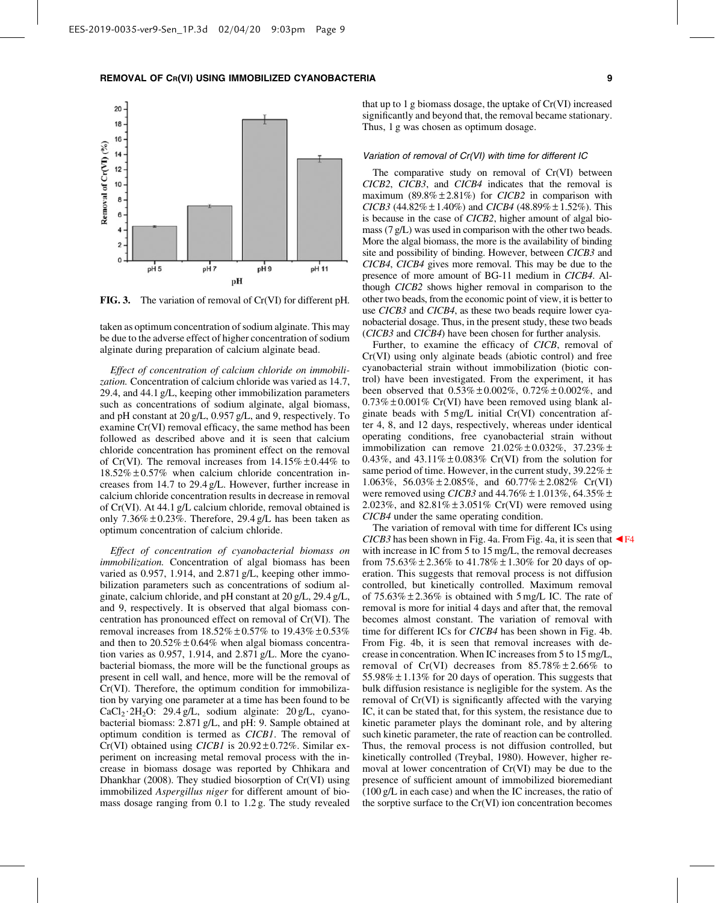FIG. 3. The variation of removal of Cr(VI) for different pH.

taken as optimum concentration of sodium alginate. This may be due to the adverse effect of higher concentration of sodium alginate during preparation of calcium alginate bead.

*Effect of concentration of calcium chloride on immobilization.* Concentration of calcium chloride was varied as 14.7, 29.4, and 44.1 g/L, keeping other immobilization parameters such as concentrations of sodium alginate, algal biomass, and pH constant at 20 g/L, 0.957 g/L, and 9, respectively. To examine Cr(VI) removal efficacy, the same method has been followed as described above and it is seen that calcium chloride concentration has prominent effect on the removal of Cr(VI). The removal increases from 14.15% ± 0.44% to 18.52% ± 0.57% when calcium chloride concentration increases from 14.7 to 29.4 g/L. However, further increase in calcium chloride concentration results in decrease in removal of Cr(VI). At 44.1 g/L calcium chloride, removal obtained is only 7.36% ± 0.23%. Therefore, 29.4 g/L has been taken as optimum concentration of calcium chloride.

*Effect of concentration of cyanobacterial biomass on immobilization.* Concentration of algal biomass has been varied as 0.957, 1.914, and 2.871 g/L, keeping other immobilization parameters such as concentrations of sodium alginate, calcium chloride, and pH constant at 20 g/L, 29.4 g/L, and 9, respectively. It is observed that algal biomass concentration has pronounced effect on removal of Cr(VI). The removal increases from 18.52% ± 0.57% to 19.43% ± 0.53% and then to 20.52% ± 0.64% when algal biomass concentration varies as 0.957, 1.914, and 2.871 g/L. More the cyanobacterial biomass, the more will be the functional groups as present in cell wall, and hence, more will be the removal of Cr(VI). Therefore, the optimum condition for immobilization by varying one parameter at a time has been found to be $CaCl_2 \cdot 2H_2O$: 29.4 g/L, sodium alginate: 20 g/L, cyanobacterial biomass: 2.871 g/L, and pH: 9. Sample obtained at optimum condition is termed as *CICB1*. The removal of Cr(VI) obtained using *CICB1* is 20.92 ± 0.72%. Similar experiment on increasing metal removal process with the increase in biomass dosage was reported by Chhikara and Dhankhar (2008). They studied biosorption of Cr(VI) using immobilized *Aspergillus niger* for different amount of biomass dosage ranging from 0.1 to 1.2 g. The study revealed that up to 1 g biomass dosage, the uptake of Cr(VI) increased significantly and beyond that, the removal became stationary. Thus, 1 g was chosen as optimum dosage.

### Variation of removal of Cr(VI) with time for different IC

The comparative study on removal of Cr(VI) between *CICB2*, *CICB3*, and *CICB4* indicates that the removal is maximum (89.8% ± 2.81%) for *CICB2* in comparison with *CICB3* (44.82% ± 1.40%) and *CICB4* (48.89% ± 1.52%). This is because in the case of *CICB2*, higher amount of algal biomass (7 g/L) was used in comparison with the other two beads. More the algal biomass, the more is the availability of binding site and possibility of binding. However, between *CICB3* and *CICB4*, *CICB4* gives more removal. This may be due to the presence of more amount of BG-11 medium in *CICB4*. Although *CICB2* shows higher removal in comparison to the other two beads, from the economic point of view, it is better to use *CICB3* and *CICB4*, as these two beads require lower cyanobacterial dosage. Thus, in the present study, these two beads (*CICB3* and *CICB4*) have been chosen for further analysis.

Further, to examine the efficacy of *CICB*, removal of Cr(VI) using only alginate beads (abiotic control) and free cyanobacterial strain without immobilization (biotic control) have been investigated. From the experiment, it has been observed that 0.53% ± 0.002%, 0.72% ± 0.002%, and 0.73% ± 0.001% Cr(VI) have been removed using blank alginate beads with 5 mg/L initial Cr(VI) concentration after 4, 8, and 12 days, respectively, whereas under identical operating conditions, free cyanobacterial strain without immobilization can remove 21.02% ± 0.032%, 37.23% ± 0.43%, and 43.11% ± 0.083% Cr(VI) from the solution for same period of time. However, in the current study, 39.22% ± 1.063%, 56.03% ± 2.085%, and 60.77% ± 2.082% Cr(VI) were removed using *CICB3* and 44.76% ± 1.013%, 64.35% ± 2.023%, and 82.81% ± 3.051% Cr(VI) were removed using *CICB4* under the same operating condition.

The variation of removal with time for different ICs using *CICB3* has been shown in Fig. 4a. From Fig. 4a, it is seen that with increase in IC from 5 to 15 mg/L, the removal decreases from 75.63% ± 2.36% to 41.78% ± 1.30% for 20 days of operation. This suggests that removal process is not diffusion controlled, but kinetically controlled. Maximum removal of 75.63% ± 2.36% is obtained with 5 mg/L IC. The rate of removal is more for initial 4 days and after that, the removal becomes almost constant. The variation of removal with time for different ICs for *CICB4* has been shown in Fig. 4b. From Fig. 4b, it is seen that removal increases with decrease in concentration. When IC increases from 5 to 15 mg/L, removal of Cr(VI) decreases from 85.78% ± 2.66% to 55.98% ± 1.13% for 20 days of operation. This suggests that bulk diffusion resistance is negligible for the system. As the removal of Cr(VI) is significantly affected with the varying IC, it can be stated that, for this system, the resistance due to kinetic parameter plays the dominant role, and by altering such kinetic parameter, the rate of reaction can be controlled. Thus, the removal process is not diffusion controlled, but kinetically controlled (Treybal, 1980). However, higher removal at lower concentration of Cr(VI) may be due to the presence of sufficient amount of immobilized bioremediant (100 g/L in each case) and when the IC increases, the ratio of the sorptive surface to the Cr(VI) ion concentration becomes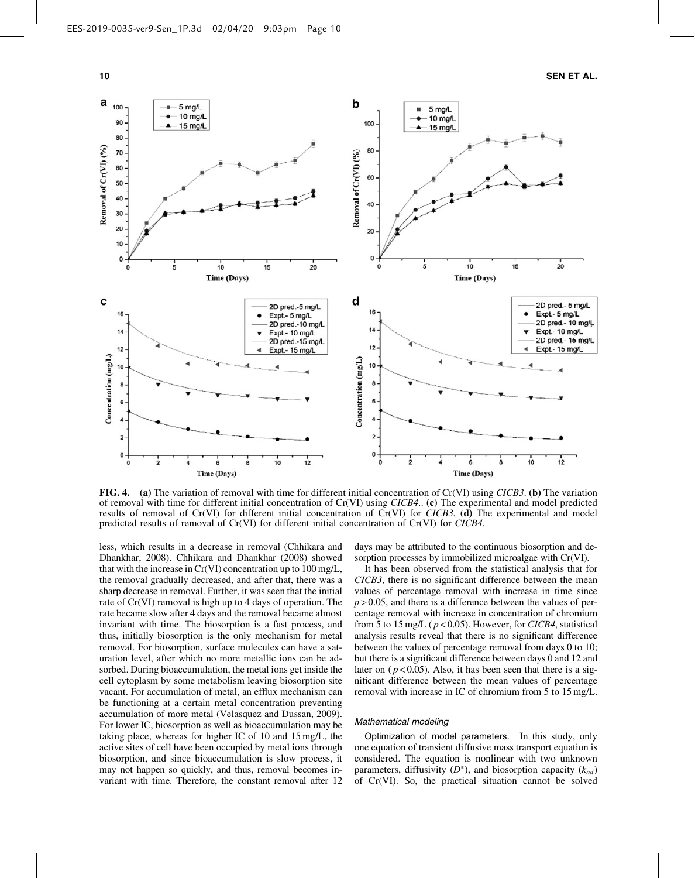FIG. 4. **(a)** The variation of removal with time for different initial concentration of Cr(VI) using *CICB3*. **(b)** The variation of removal with time for different initial concentration of Cr(VI) using *CICB4*.. **(c)** The experimental and model predicted results of removal of Cr(VI) for different initial concentration of Cr(VI) for *CICB3.* **(d)** The experimental and model predicted results of removal of Cr(VI) for different initial concentration of Cr(VI) for *CICB4.*

less, which results in a decrease in removal (Chhikara and Dhankhar, 2008). Chhikara and Dhankhar (2008) showed that with the increase in Cr(VI) concentration up to 100 mg/L, the removal gradually decreased, and after that, there was a sharp decrease in removal. Further, it was seen that the initial rate of Cr(VI) removal is high up to 4 days of operation. The rate became slow after 4 days and the removal became almost invariant with time. The biosorption is a fast process, and thus, initially biosorption is the only mechanism for metal removal. For biosorption, surface molecules can have a saturation level, after which no more metallic ions can be adsorbed. During bioaccumulation, the metal ions get inside the cell cytoplasm by some metabolism leaving biosorption site vacant. For accumulation of metal, an efflux mechanism can be functioning at a certain metal concentration preventing accumulation of more metal (Velasquez and Dussan, 2009). For lower IC, biosorption as well as bioaccumulation may be taking place, whereas for higher IC of 10 and 15 mg/L, the active sites of cell have been occupied by metal ions through biosorption, and since bioaccumulation is slow process, it may not happen so quickly, and thus, removal becomes invariant with time. Therefore, the constant removal after 12 days may be attributed to the continuous biosorption and desorption processes by immobilized microalgae with Cr(VI).

It has been observed from the statistical analysis that for *CICB3*, there is no significant difference between the mean values of percentage removal with increase in time since $p > 0.05$, and there is a difference between the values of percentage removal with increase in concentration of chromium from 5 to 15 mg/L ($p < 0.05$). However, for *CICB4*, statistical analysis results reveal that there is no significant difference between the values of percentage removal from days 0 to 10; but there is a significant difference between days 0 and 12 and later on ($p < 0.05$). Also, it has been seen that there is a significant difference between the mean values of percentage removal with increase in IC of chromium from 5 to 15 mg/L.

#### *Mathematical modeling*

Optimization of model parameters. In this study, only one equation of transient diffusive mass transport equation is considered. The equation is nonlinear with two unknown parameters, diffusivity ($D^*$), and biosorption capacity ($k_{ad}$) of Cr(VI). So, the practical situation cannot be solved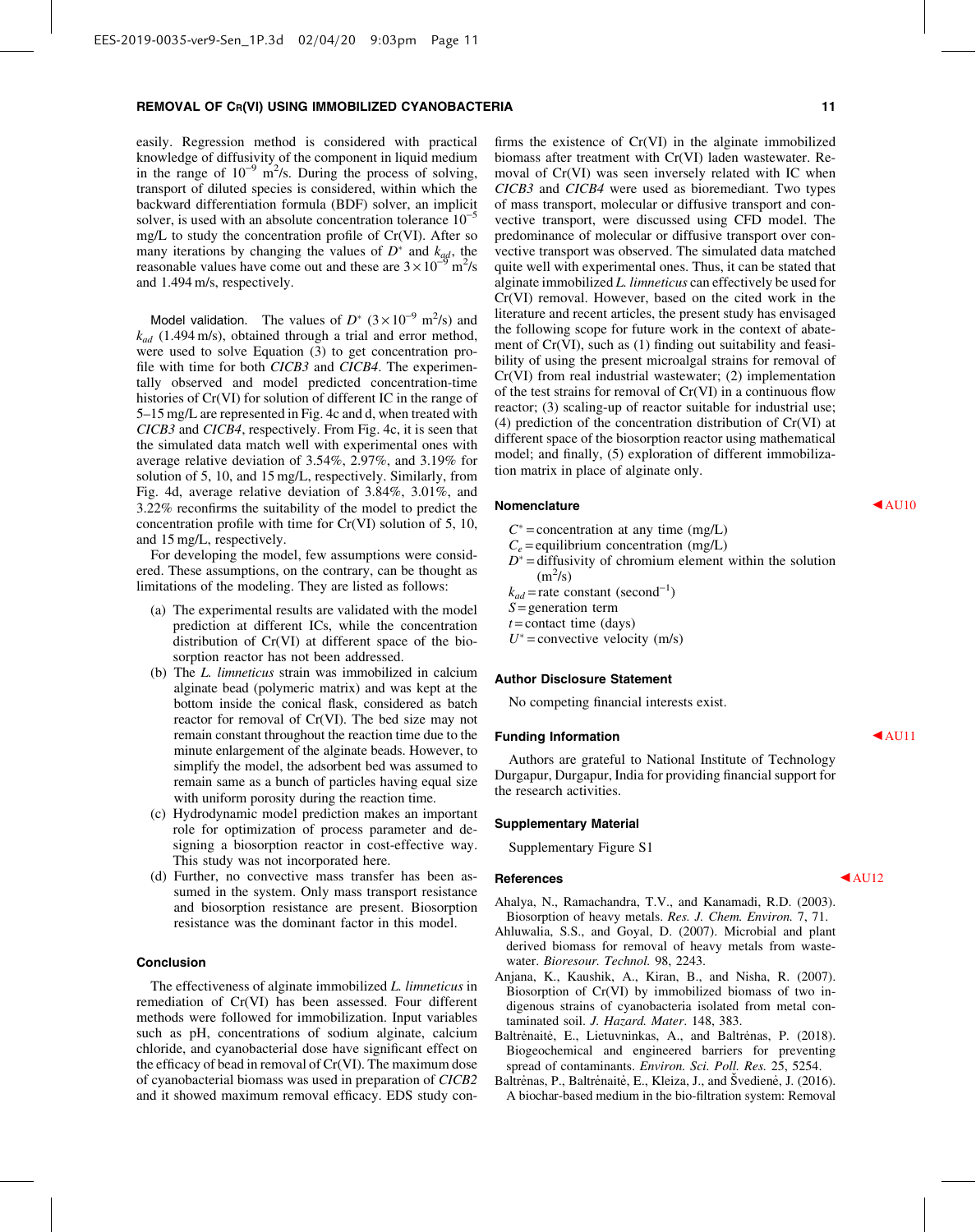easily. Regression method is considered with practical knowledge of diffusivity of the component in liquid medium in the range of $10^{-9}$ $m^2/s$. During the process of solving, transport of diluted species is considered, within which the backward differentiation formula (BDF) solver, an implicit solver, is used with an absolute concentration tolerance $10^{-5}$ mg/L to study the concentration profile of Cr(VI). After so many iterations by changing the values of $D^*$ and $k_{ad}$, the reasonable values have come out and these are $3\times10^{-9}$ $m^2/s$ and 1.494 m/s, respectively.

Model validation. The values of $D^*$ ($3\times10^{-9}$ $m^2/s$) and $k_{ad}$ (1.494 m/s), obtained through a trial and error method, were used to solve Equation (3) to get concentration profile with time for both *CICB3* and *CICB4*. The experimentally observed and model predicted concentration-time histories of Cr(VI) for solution of different IC in the range of 5–15 mg/L are represented in Fig. 4c and d, when treated with *CICB3* and *CICB4*, respectively. From Fig. 4c, it is seen that the simulated data match well with experimental ones with average relative deviation of 3.54%, 2.97%, and 3.19% for solution of 5, 10, and 15 mg/L, respectively. Similarly, from Fig. 4d, average relative deviation of 3.84%, 3.01%, and 3.22% reconfirms the suitability of the model to predict the concentration profile with time for Cr(VI) solution of 5, 10, and 15 mg/L, respectively.

For developing the model, few assumptions were considered. These assumptions, on the contrary, can be thought as limitations of the modeling. They are listed as follows:

(a) The experimental results are validated with the model prediction at different ICs, while the concentration distribution of Cr(VI) at different space of the biosorption reactor has not been addressed.
(b) The *L. limneticus* strain was immobilized in calcium alginate bead (polymeric matrix) and was kept at the bottom inside the conical flask, considered as batch reactor for removal of Cr(VI). The bed size may not remain constant throughout the reaction time due to the minute enlargement of the alginate beads. However, to simplify the model, the adsorbent bed was assumed to remain same as a bunch of particles having equal size with uniform porosity during the reaction time.
(c) Hydrodynamic model prediction makes an important role for optimization of process parameter and designing a biosorption reactor in cost-effective way. This study was not incorporated here.
(d) Further, no convective mass transfer has been assumed in the system. Only mass transport resistance and biosorption resistance are present. Biosorption resistance was the dominant factor in this model.

### Conclusion

The effectiveness of alginate immobilized *L. limneticus* in remediation of Cr(VI) has been assessed. Four different methods were followed for immobilization. Input variables such as pH, concentrations of sodium alginate, calcium chloride, and cyanobacterial dose have significant effect on the efficacy of bead in removal of Cr(VI). The maximum dose of cyanobacterial biomass was used in preparation of *CICB2* and it showed maximum removal efficacy. EDS study confirms the existence of Cr(VI) in the alginate immobilized biomass after treatment with Cr(VI) laden wastewater. Removal of Cr(VI) was seen inversely related with IC when *CICB3* and *CICB4* were used as bioremediant. Two types of mass transport, molecular or diffusive transport and convective transport, were discussed using CFD model. The predominance of molecular or diffusive transport over convective transport was observed. The simulated data matched quite well with experimental ones. Thus, it can be stated that alginate immobilized *L. limneticus* can effectively be used for Cr(VI) removal. However, based on the cited work in the literature and recent articles, the present study has envisaged the following scope for future work in the context of abatement of Cr(VI), such as (1) finding out suitability and feasibility of using the present microalgal strains for removal of Cr(VI) from real industrial wastewater; (2) implementation of the test strains for removal of Cr(VI) in a continuous flow reactor; (3) scaling-up of reactor suitable for industrial use; (4) prediction of the concentration distribution of Cr(VI) at different space of the biosorption reactor using mathematical model; and finally, (5) exploration of different immobilization matrix in place of alginate only.

### Nomenclature

$C^*$ = concentration at any time (mg/L)
$C_e$ = equilibrium concentration (mg/L)
$D^*$ = diffusivity of chromium element within the solution ($m^2/s$)
$k_{ad}$ = rate constant ($second^{-1}$)
$S$ = generation term
$t$ = contact time (days)
$U^*$ = convective velocity (m/s)

### Author Disclosure Statement

No competing financial interests exist.

### Funding Information

Authors are grateful to National Institute of Technology Durgapur, Durgapur, India for providing financial support for the research activities.

### Supplementary Material

Supplementary Figure S1

### References

Ahalya, N., Ramachandra, T.V., and Kanamadi, R.D. (2003). Biosorption of heavy metals. *Res. J. Chem. Environ.* 7, 71.

Ahluwalia, S.S., and Goyal, D. (2007). Microbial and plant derived biomass for removal of heavy metals from wastewater. *Bioresour. Technol.* 98, 2243.

Anjana, K., Kaushik, A., Kiran, B., and Nisha, R. (2007). Biosorption of Cr(VI) by immobilized biomass of two indigenous strains of cyanobacteria isolated from metal contaminated soil. *J. Hazard. Mater.* 148, 383.

Baltrėnaitė, E., Lietuvninkas, A., and Baltrėnas, P. (2018). Biogeochemical and engineered barriers for preventing spread of contaminants. *Environ. Sci. Poll. Res.* 25, 5254.

Baltrėnas, P., Baltrėnaitė, E., Kleiza, J., and Švedienė, J. (2016). A biochar-based medium in the bio-filtration system: Removal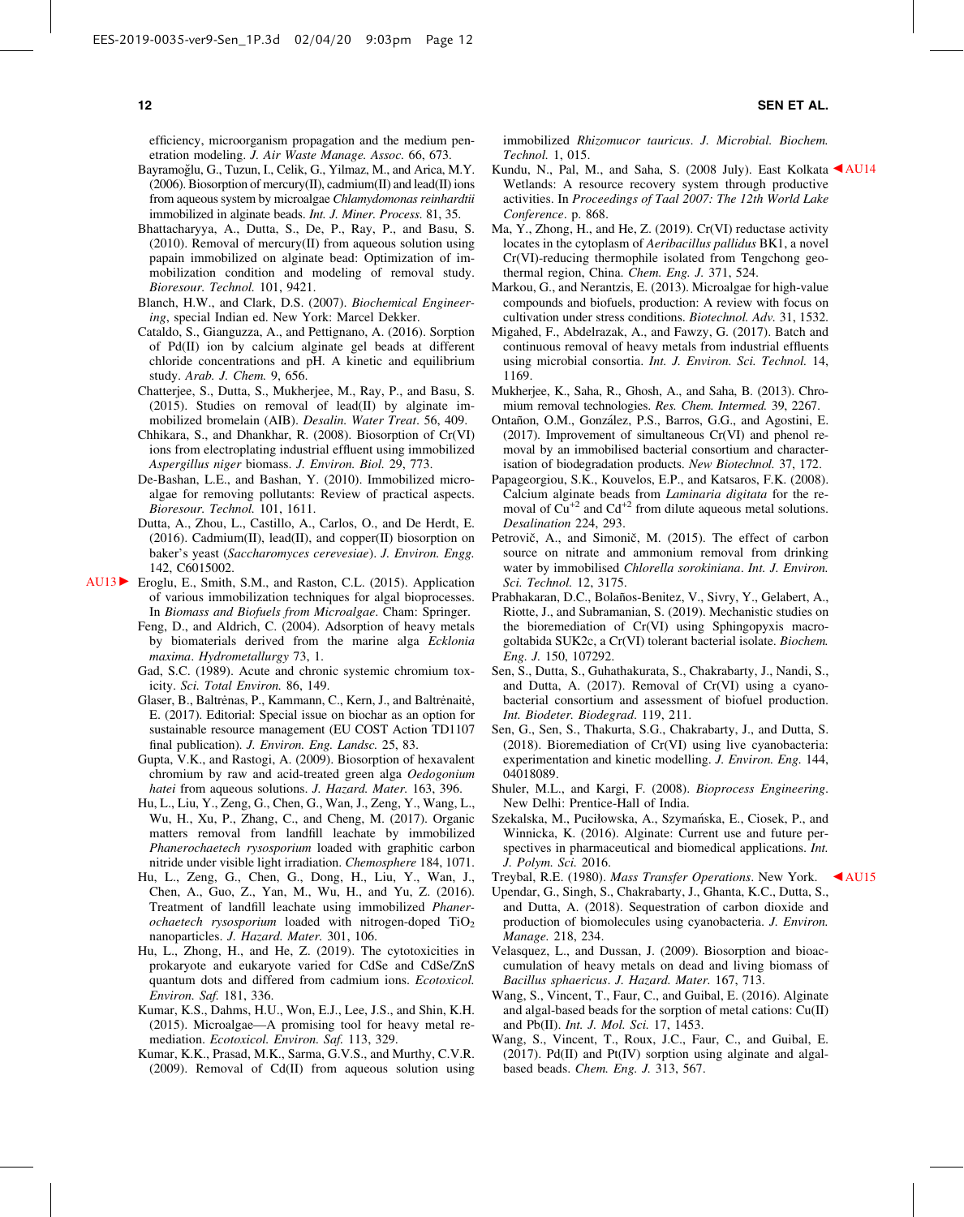efficiency, microorganism propagation and the medium penetration modeling. *J. Air Waste Manage. Assoc.* 66, 673.

Bayramoğlu, G., Tuzun, I., Celik, G., Yilmaz, M., and Arica, M.Y. (2006). Biosorption of mercury(II), cadmium(II) and lead(II) ions from aqueous system by microalgae *Chlamydomonas reinhardtii* immobilized in alginate beads. *Int. J. Miner. Process.* 81, 35.

Bhattacharyya, A., Dutta, S., De, P., Ray, P., and Basu, S. (2010). Removal of mercury(II) from aqueous solution using papain immobilized on alginate bead: Optimization of immobilization condition and modeling of removal study. *Bioresour. Technol.* 101, 9421.

Blanch, H.W., and Clark, D.S. (2007). *Biochemical Engineering*, special Indian ed. New York: Marcel Dekker.

Cataldo, S., Gianguzza, A., and Pettignano, A. (2016). Sorption of Pd(II) ion by calcium alginate gel beads at different chloride concentrations and pH. A kinetic and equilibrium study. *Arab. J. Chem.* 9, 656.

Chatterjee, S., Dutta, S., Mukherjee, M., Ray, P., and Basu, S. (2015). Studies on removal of lead(II) by alginate immobilized bromelain (AIB). *Desalin. Water Treat*. 56, 409.

Chhikara, S., and Dhankhar, R. (2008). Biosorption of Cr(VI) ions from electroplating industrial effluent using immobilized *Aspergillus niger* biomass. *J. Environ. Biol.* 29, 773.

De-Bashan, L.E., and Bashan, Y. (2010). Immobilized microalgae for removing pollutants: Review of practical aspects. *Bioresour. Technol.* 101, 1611.

Dutta, A., Zhou, L., Castillo, A., Carlos, O., and De Herdt, E. (2016). Cadmium(II), lead(II), and copper(II) biosorption on baker's yeast (*Saccharomyces cerevesiae*). *J. Environ. Engg.* 142, C6015002.

Eroglu, E., Smith, S.M., and Raston, C.L. (2015). Application of various immobilization techniques for algal bioprocesses. In *Biomass and Biofuels from Microalgae*. Cham: Springer.

Feng, D., and Aldrich, C. (2004). Adsorption of heavy metals by biomaterials derived from the marine alga *Ecklonia maxima*. *Hydrometallurgy* 73, 1.

Gad, S.C. (1989). Acute and chronic systemic chromium toxicity. *Sci. Total Environ.* 86, 149.

Glaser, B., Baltrėnas, P., Kammann, C., Kern, J., and Baltrėnaitė, E. (2017). Editorial: Special issue on biochar as an option for sustainable resource management (EU COST Action TD1107 final publication). *J. Environ. Eng. Landsc.* 25, 83.

Gupta, V.K., and Rastogi, A. (2009). Biosorption of hexavalent chromium by raw and acid-treated green alga *Oedogonium hatei* from aqueous solutions. *J. Hazard. Mater.* 163, 396.

Hu, L., Liu, Y., Zeng, G., Chen, G., Wan, J., Zeng, Y., Wang, L., Wu, H., Xu, P., Zhang, C., and Cheng, M. (2017). Organic matters removal from landfill leachate by immobilized *Phanerochaetech rysosporium* loaded with graphitic carbon nitride under visible light irradiation. *Chemosphere* 184, 1071.

Hu, L., Zeng, G., Chen, G., Dong, H., Liu, Y., Wan, J., Chen, A., Guo, Z., Yan, M., Wu, H., and Yu, Z. (2016). Treatment of landfill leachate using immobilized *Phanerochaetech rysosporium* loaded with nitrogen-doped $TiO_2$ nanoparticles. *J. Hazard. Mater.* 301, 106.

Hu, L., Zhong, H., and He, Z. (2019). The cytotoxicities in prokaryote and eukaryote varied for CdSe and CdSe/ZnS quantum dots and differed from cadmium ions. *Ecotoxicol. Environ. Saf.* 181, 336.

Kumar, K.S., Dahms, H.U., Won, E.J., Lee, J.S., and Shin, K.H. (2015). Microalgae—A promising tool for heavy metal remediation. *Ecotoxicol. Environ. Saf.* 113, 329.

Kumar, K.K., Prasad, M.K., Sarma, G.V.S., and Murthy, C.V.R. (2009). Removal of Cd(II) from aqueous solution using immobilized *Rhizomucor taurícus*. *J. Microbial. Biochem. Technol.* 1, 015.

Kundu, N., Pal, M., and Saha, S. (2008 July). East Kolkata Wetlands: A resource recovery system through productive activities. In *Proceedings of Taal 2007: The 12th World Lake Conference*. p. 868.

Ma, Y., Zhong, H., and He, Z. (2019). Cr(VI) reductase activity locates in the cytoplasm of *Aeribacillus pallidus* BK1, a novel Cr(VI)-reducing thermophile isolated from Tengchong geothermal region, China. *Chem. Eng. J.* 371, 524.

Markou, G., and Nerantzis, E. (2013). Microalgae for high-value compounds and biofuels, production: A review with focus on cultivation under stress conditions. *Biotechnol. Adv.* 31, 1532.

Migahed, F., Abdelrazak, A., and Fawzy, G. (2017). Batch and continuous removal of heavy metals from industrial effluents using microbial consortia. *Int. J. Environ. Sci. Technol.* 14, 1169.

Mukherjee, K., Saha, R., Ghosh, A., and Saha, B. (2013). Chromium removal technologies. *Res. Chem. Intermed.* 39, 2267.

Ontañon, O.M., González, P.S., Barros, G.G., and Agostini, E. (2017). Improvement of simultaneous Cr(VI) and phenol removal by an immobilised bacterial consortium and characterisation of biodegradation products. *New Biotechnol.* 37, 172.

Papageorgiou, S.K., Kouvelos, E.P., and Katsaros, F.K. (2008). Calcium alginate beads from *Laminaria digitata* for the removal of $Cu^{+2}$ and $Cd^{+2}$ from dilute aqueous metal solutions. *Desalination* 224, 293.

Petrovič, A., and Simonič, M. (2015). The effect of carbon source on nitrate and ammonium removal from drinking water by immobilised *Chlorella sorokiniana*. *Int. J. Environ. Sci. Technol.* 12, 3175.

Prabhakaran, D.C., Bolaños-Benitez, V., Sivry, Y., Gelabert, A., Riotte, J., and Subramanian, S. (2019). Mechanistic studies on the bioremediation of Cr(VI) using Sphingopyxis macrogoltabida SUK2c, a Cr(VI) tolerant bacterial isolate. *Biochem. Eng. J.* 150, 107292.

Sen, S., Dutta, S., Guhathakurata, S., Chakrabarty, J., Nandi, S., and Dutta, A. (2017). Removal of Cr(VI) using a cyanobacterial consortium and assessment of biofuel production. *Int. Biodeter. Biodegrad.* 119, 211.

Sen, G., Sen, S., Thakurta, S.G., Chakrabarty, J., and Dutta, S. (2018). Bioremediation of Cr(VI) using live cyanobacteria: experimentation and kinetic modelling. *J. Environ. Eng.* 144, 04018089.

Shuler, M.L., and Kargi, F. (2008). *Bioprocess Engineering*. New Delhi: Prentice-Hall of India.

Szekalska, M., Puciłowska, A., Szymańska, E., Ciosek, P., and Winnicka, K. (2016). Alginate: Current use and future perspectives in pharmaceutical and biomedical applications. *Int. J. Polym. Sci.* 2016.

Treybal, R.E. (1980). *Mass Transfer Operations*. New York.

Upendar, G., Singh, S., Chakrabarty, J., Ghanta, K.C., Dutta, S., and Dutta, A. (2018). Sequestration of carbon dioxide and production of biomolecules using cyanobacteria. *J. Environ. Manage.* 218, 234.

Velasquez, L., and Dussan, J. (2009). Biosorption and bioaccumulation of heavy metals on dead and living biomass of *Bacillus sphaericus*. *J. Hazard. Mater.* 167, 713.

Wang, S., Vincent, T., Faur, C., and Guibal, E. (2016). Alginate and algal-based beads for the sorption of metal cations: Cu(II) and Pb(II). *Int. J. Mol. Sci.* 17, 1453.

Wang, S., Vincent, T., Roux, J.C., Faur, C., and Guibal, E. (2017). Pd(II) and Pt(IV) sorption using alginate and algal-based beads. *Chem. Eng. J.* 313, 567.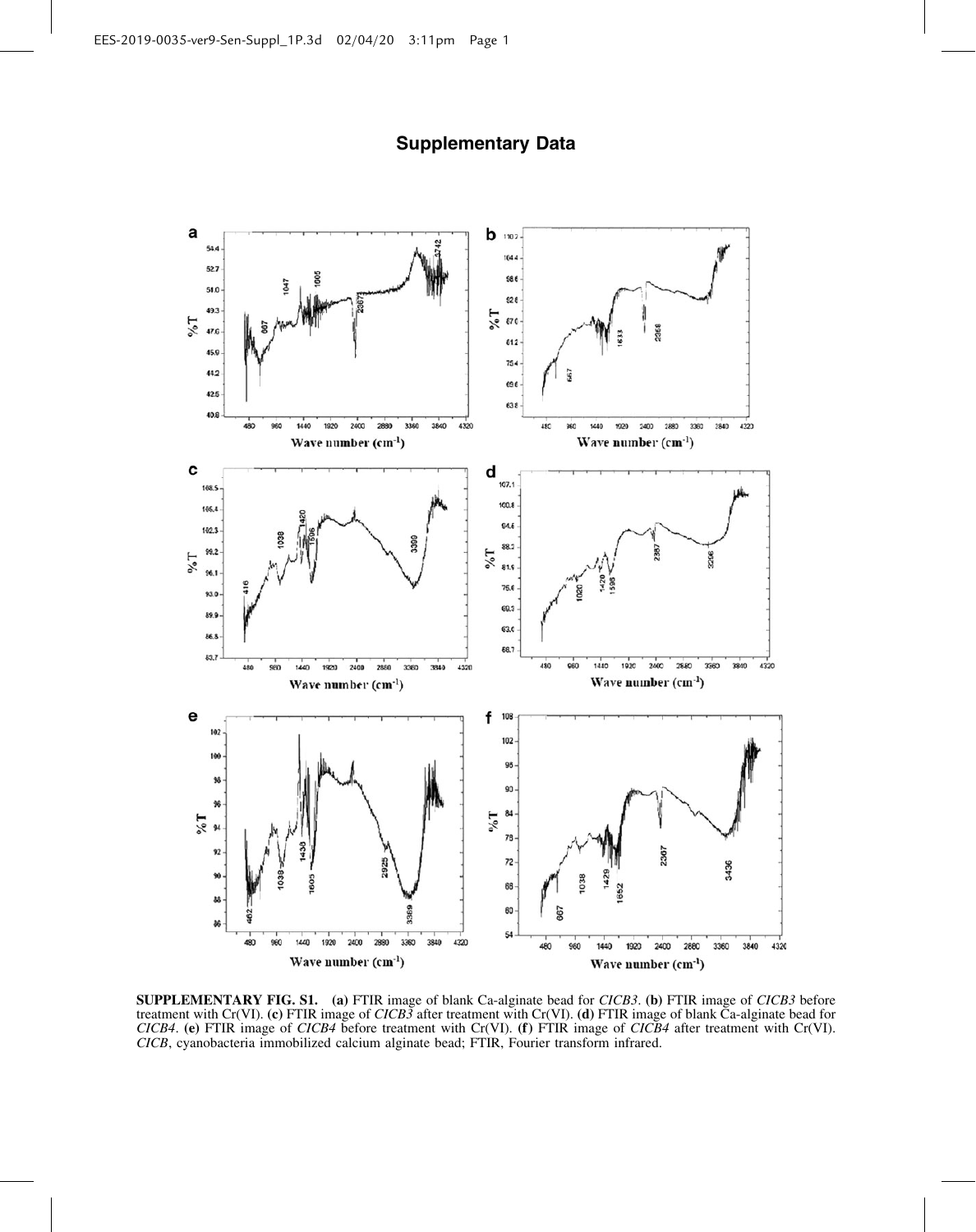## Supplementary Data

**SUPPLEMENTARY FIG. S1.** **(a)** FTIR image of blank Ca-alginate bead for *CICB3*. **(b)** FTIR image of *CICB3* before treatment with Cr(VI). **(c)** FTIR image of *CICB3* after treatment with Cr(VI). **(d)** FTIR image of blank Ca-alginate bead for *CICB4*. **(e)** FTIR image of *CICB4* before treatment with Cr(VI). **(f)** FTIR image of *CICB4* after treatment with Cr(VI). *CICB*, cyanobacteria immobilized calcium alginate bead; FTIR, Fourier transform infrared.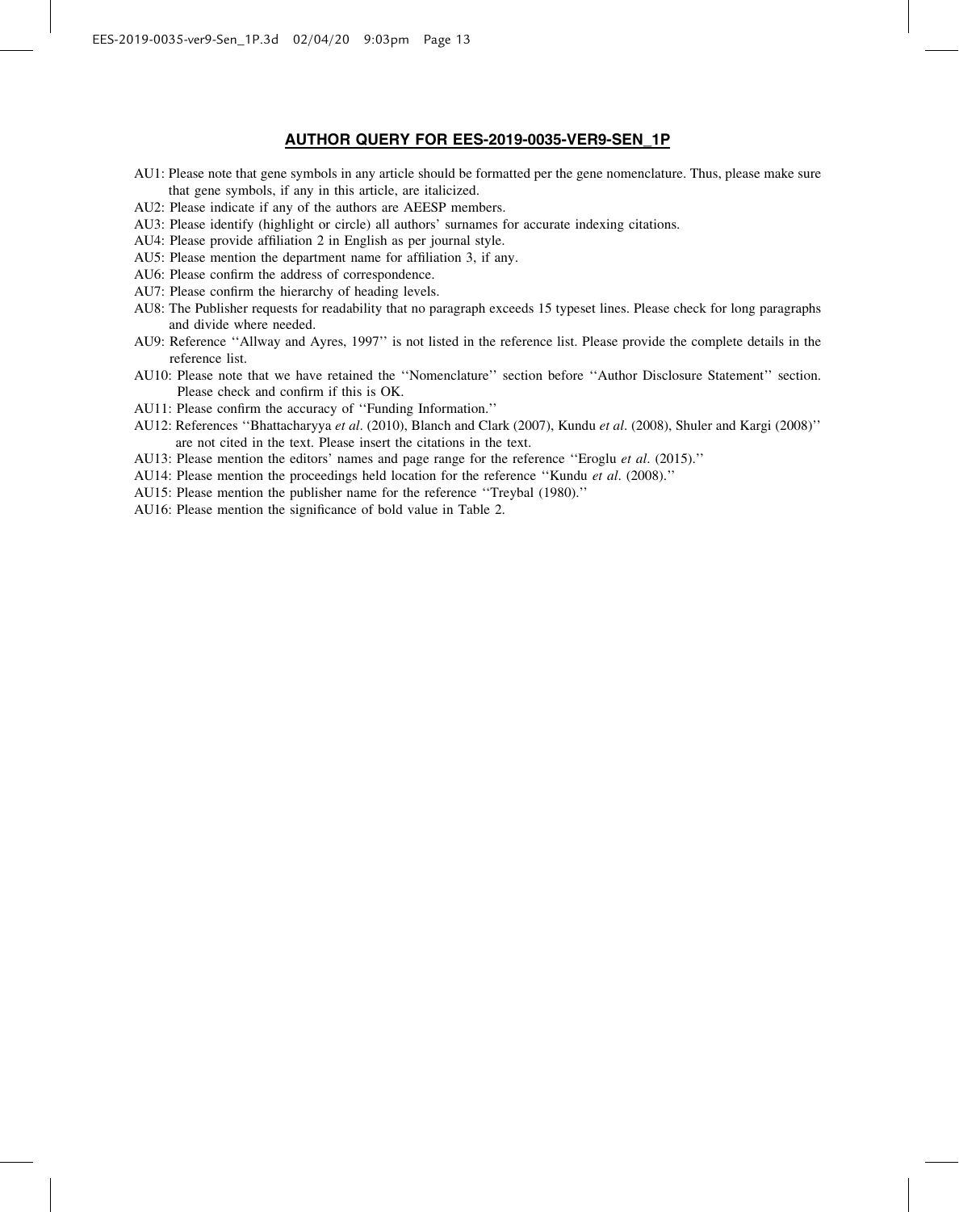## AUTHOR QUERY FOR EES-2019-0035-VER9-SEN_1P

AU1: Please note that gene symbols in any article should be formatted per the gene nomenclature. Thus, please make sure that gene symbols, if any in this article, are italicized.

AU2: Please indicate if any of the authors are AEESP members.

AU3: Please identify (highlight or circle) all authors' surnames for accurate indexing citations.

AU4: Please provide affiliation 2 in English as per journal style.

AU5: Please mention the department name for affiliation 3, if any.

AU6: Please confirm the address of correspondence.

AU7: Please confirm the hierarchy of heading levels.

AU8: The Publisher requests for readability that no paragraph exceeds 15 typeset lines. Please check for long paragraphs and divide where needed.

AU9: Reference ''Allway and Ayres, 1997'' is not listed in the reference list. Please provide the complete details in the reference list.

AU10: Please note that we have retained the ''Nomenclature'' section before ''Author Disclosure Statement'' section. Please check and confirm if this is OK.

AU11: Please confirm the accuracy of ''Funding Information.''

AU12: References ''Bhattacharyya *et al*. (2010), Blanch and Clark (2007), Kundu *et al*. (2008), Shuler and Kargi (2008)'' are not cited in the text. Please insert the citations in the text.

AU13: Please mention the editors' names and page range for the reference ''Eroglu *et al*. (2015).''

AU14: Please mention the proceedings held location for the reference ''Kundu *et al*. (2008).''

AU15: Please mention the publisher name for the reference ''Treybal (1980).''

AU16: Please mention the significance of bold value in Table 2.